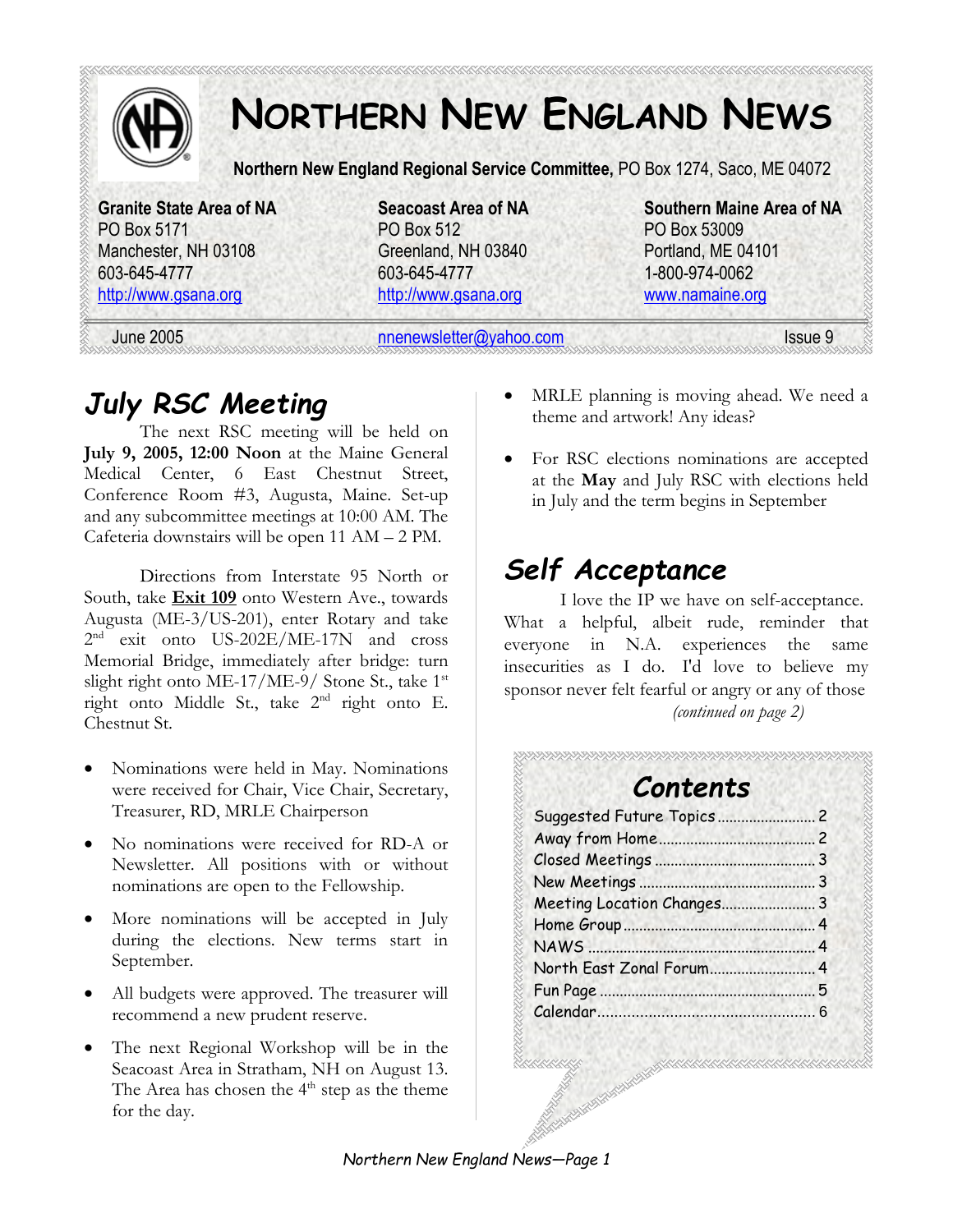# Northern New England News

**Northern New England Regional Service Committee,** PO Box 1274, Saco, ME 04072

**Granite State Area of NA**
PO Box 5171
Manchester, NH 03108
603-645-4777
http://www.gsana.org

**Seacoast Area of NA**
PO Box 512
Greenland, NH 03840
603-645-4777
http://www.gsana.org

**Southern Maine Area of NA**
PO Box 53009
Portland, ME 04101
1-800-974-0062
www.namaine.org

June 2005 — nnenewsletter@yahoo.com — Issue 9

## July RSC Meeting

The next RSC meeting will be held on **July 9, 2005, 12:00 Noon** at the Maine General Medical Center, 6 East Chestnut Street, Conference Room #3, Augusta, Maine. Set-up and any subcommittee meetings at 10:00 AM. The Cafeteria downstairs will be open 11 AM – 2 PM.

Directions from Interstate 95 North or South, take **Exit 109** onto Western Ave., towards Augusta (ME-3/US-201), enter Rotary and take 2nd exit onto US-202E/ME-17N and cross Memorial Bridge, immediately after bridge: turn slight right onto ME-17/ME-9/ Stone St., take 1st right onto Middle St., take 2nd right onto E. Chestnut St.

- Nominations were held in May. Nominations were received for Chair, Vice Chair, Secretary, Treasurer, RD, MRLE Chairperson
- No nominations were received for RD-A or Newsletter. All positions with or without nominations are open to the Fellowship.
- More nominations will be accepted in July during the elections. New terms start in September.
- All budgets were approved. The treasurer will recommend a new prudent reserve.
- The next Regional Workshop will be in the Seacoast Area in Stratham, NH on August 13. The Area has chosen the 4th step as the theme for the day.
- MRLE planning is moving ahead. We need a theme and artwork! Any ideas?
- For RSC elections nominations are accepted at the **May** and July RSC with elections held in July and the term begins in September

## Self Acceptance

I love the IP we have on self-acceptance. What a helpful, albeit rude, reminder that everyone in N.A. experiences the same insecurities as I do. I'd love to believe my sponsor never felt fearful or angry or any of those

*(continued on page 2)*

## Contents

| | |
|---|---|
| Suggested Future Topics | 2 |
| Away from Home | 2 |
| Closed Meetings | 3 |
| New Meetings | 3 |
| Meeting Location Changes | 3 |
| Home Group | 4 |
| NAWS | 4 |
| North East Zonal Forum | 4 |
| Fun Page | 5 |
| Calendar | 6 |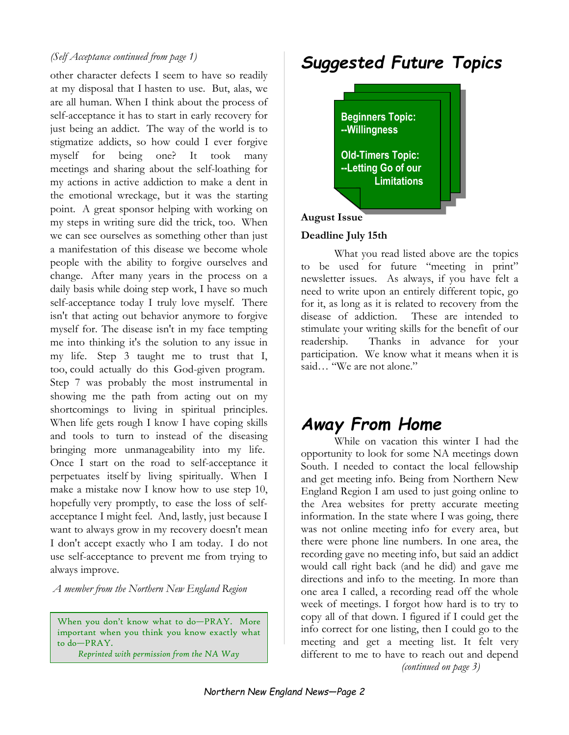*(Self Acceptance continued from page 1)*

other character defects I seem to have so readily at my disposal that I hasten to use. But, alas, we are all human. When I think about the process of self-acceptance it has to start in early recovery for just being an addict. The way of the world is to stigmatize addicts, so how could I ever forgive myself for being one? It took many meetings and sharing about the self-loathing for my actions in active addiction to make a dent in the emotional wreckage, but it was the starting point. A great sponsor helping with working on my steps in writing sure did the trick, too. When we can see ourselves as something other than just a manifestation of this disease we become whole people with the ability to forgive ourselves and change. After many years in the process on a daily basis while doing step work, I have so much self-acceptance today I truly love myself. There isn't that acting out behavior anymore to forgive myself for. The disease isn't in my face tempting me into thinking it's the solution to any issue in my life. Step 3 taught me to trust that I, too, could actually do this God-given program. Step 7 was probably the most instrumental in showing me the path from acting out on my shortcomings to living in spiritual principles. When life gets rough I know I have coping skills and tools to turn to instead of the diseasing bringing more unmanageability into my life. Once I start on the road to self-acceptance it perpetuates itself by living spiritually. When I make a mistake now I know how to use step 10, hopefully very promptly, to ease the loss of self-acceptance I might feel. And, lastly, just because I want to always grow in my recovery doesn't mean I don't accept exactly who I am today. I do not use self-acceptance to prevent me from trying to always improve.

*A member from the Northern New England Region*

When you don't know what to do—PRAY. More important when you think you know exactly what to do—PRAY.

*Reprinted with permission from the NA Way*

# Suggested Future Topics

**Beginners Topic:**
**--Willingness**

**Old-Timers Topic:**
**--Letting Go of our Limitations**

**August Issue**

**Deadline July 15th**

What you read listed above are the topics to be used for future "meeting in print" newsletter issues. As always, if you have felt a need to write upon an entirely different topic, go for it, as long as it is related to recovery from the disease of addiction. These are intended to stimulate your writing skills for the benefit of our readership. Thanks in advance for your participation. We know what it means when it is said… "We are not alone."

# Away From Home

While on vacation this winter I had the opportunity to look for some NA meetings down South. I needed to contact the local fellowship and get meeting info. Being from Northern New England Region I am used to just going online to the Area websites for pretty accurate meeting information. In the state where I was going, there was not online meeting info for every area, but there were phone line numbers. In one area, the recording gave no meeting info, but said an addict would call right back (and he did) and gave me directions and info to the meeting. In more than one area I called, a recording read off the whole week of meetings. I forgot how hard is to try to copy all of that down. I figured if I could get the info correct for one listing, then I could go to the meeting and get a meeting list. It felt very different to me to have to reach out and depend

*(continued on page 3)*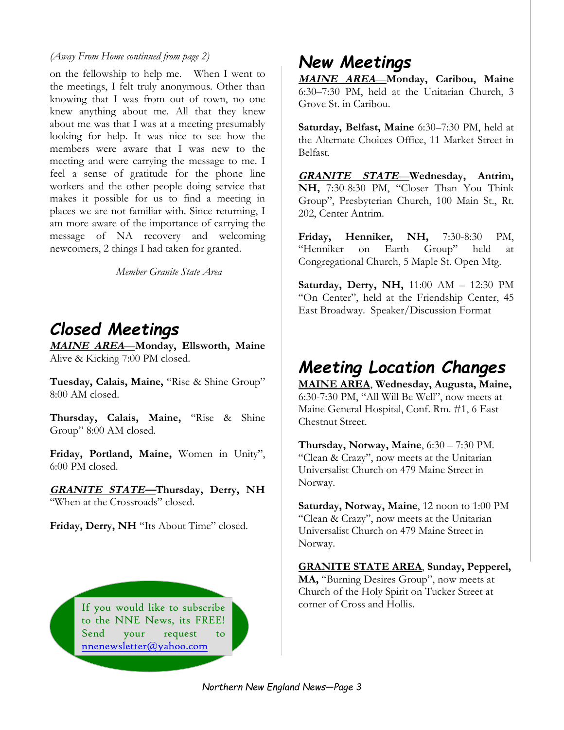*(Away From Home continued from page 2)*

on the fellowship to help me. When I went to the meetings, I felt truly anonymous. Other than knowing that I was from out of town, no one knew anything about me. All that they knew about me was that I was at a meeting presumably looking for help. It was nice to see how the members were aware that I was new to the meeting and were carrying the message to me. I feel a sense of gratitude for the phone line workers and the other people doing service that makes it possible for us to find a meeting in places we are not familiar with. Since returning, I am more aware of the importance of carrying the message of NA recovery and welcoming newcomers, 2 things I had taken for granted.

*Member Granite State Area*

## Closed Meetings

***MAINE AREA*—Monday, Ellsworth, Maine** Alive & Kicking 7:00 PM closed.

**Tuesday, Calais, Maine,** "Rise & Shine Group" 8:00 AM closed.

**Thursday, Calais, Maine,** "Rise & Shine Group" 8:00 AM closed.

**Friday, Portland, Maine,** Women in Unity", 6:00 PM closed.

***GRANITE STATE*—Thursday, Derry, NH** "When at the Crossroads" closed.

**Friday, Derry, NH** "Its About Time" closed.

If you would like to subscribe to the NNE News, its FREE! Send your request to nnenewsletter@yahoo.com

## New Meetings

***MAINE AREA*—Monday, Caribou, Maine** 6:30–7:30 PM, held at the Unitarian Church, 3 Grove St. in Caribou.

**Saturday, Belfast, Maine** 6:30–7:30 PM, held at the Alternate Choices Office, 11 Market Street in Belfast.

***GRANITE STATE*—Wednesday, Antrim, NH,** 7:30-8:30 PM, "Closer Than You Think Group", Presbyterian Church, 100 Main St., Rt. 202, Center Antrim.

**Friday, Henniker, NH,** 7:30-8:30 PM, "Henniker on Earth Group" held at Congregational Church, 5 Maple St. Open Mtg.

**Saturday, Derry, NH,** 11:00 AM – 12:30 PM "On Center", held at the Friendship Center, 45 East Broadway. Speaker/Discussion Format

## Meeting Location Changes

**MAINE AREA, Wednesday, Augusta, Maine,** 6:30-7:30 PM, "All Will Be Well", now meets at Maine General Hospital, Conf. Rm. #1, 6 East Chestnut Street.

**Thursday, Norway, Maine**, 6:30 – 7:30 PM. "Clean & Crazy", now meets at the Unitarian Universalist Church on 479 Maine Street in Norway.

**Saturday, Norway, Maine**, 12 noon to 1:00 PM "Clean & Crazy", now meets at the Unitarian Universalist Church on 479 Maine Street in Norway.

**GRANITE STATE AREA, Sunday, Pepperel, MA,** "Burning Desires Group", now meets at Church of the Holy Spirit on Tucker Street at corner of Cross and Hollis.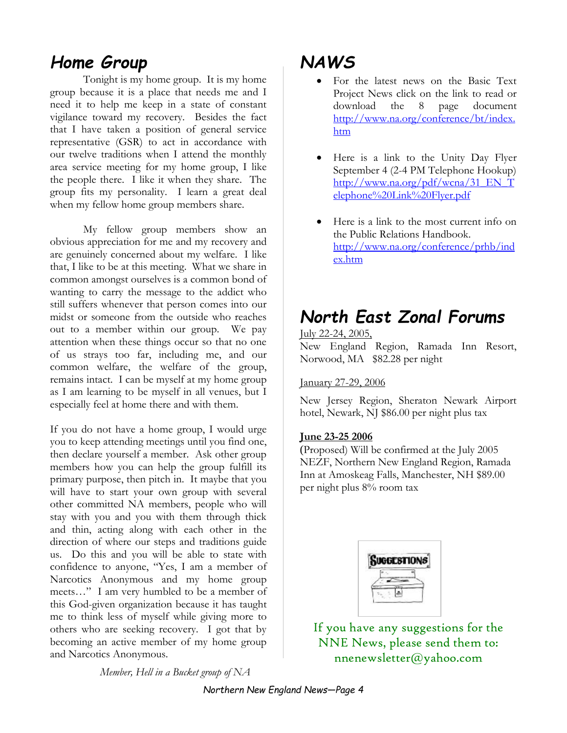## Home Group

Tonight is my home group. It is my home group because it is a place that needs me and I need it to help me keep in a state of constant vigilance toward my recovery. Besides the fact that I have taken a position of general service representative (GSR) to act in accordance with our twelve traditions when I attend the monthly area service meeting for my home group, I like the people there. I like it when they share. The group fits my personality. I learn a great deal when my fellow home group members share.

My fellow group members show an obvious appreciation for me and my recovery and are genuinely concerned about my welfare. I like that, I like to be at this meeting. What we share in common amongst ourselves is a common bond of wanting to carry the message to the addict who still suffers whenever that person comes into our midst or someone from the outside who reaches out to a member within our group. We pay attention when these things occur so that no one of us strays too far, including me, and our common welfare, the welfare of the group, remains intact. I can be myself at my home group as I am learning to be myself in all venues, but I especially feel at home there and with them.

If you do not have a home group, I would urge you to keep attending meetings until you find one, then declare yourself a member. Ask other group members how you can help the group fulfill its primary purpose, then pitch in. It maybe that you will have to start your own group with several other committed NA members, people who will stay with you and you with them through thick and thin, acting along with each other in the direction of where our steps and traditions guide us. Do this and you will be able to state with confidence to anyone, "Yes, I am a member of Narcotics Anonymous and my home group meets…" I am very humbled to be a member of this God-given organization because it has taught me to think less of myself while giving more to others who are seeking recovery. I got that by becoming an active member of my home group and Narcotics Anonymous.

*Member, Hell in a Bucket group of NA*

## NAWS

- For the latest news on the Basic Text Project News click on the link to read or download the 8 page document http://www.na.org/conference/bt/index.htm
- Here is a link to the Unity Day Flyer September 4 (2-4 PM Telephone Hookup) http://www.na.org/pdf/wcna/31_EN_Telephone%20Link%20Flyer.pdf
- Here is a link to the most current info on the Public Relations Handbook. http://www.na.org/conference/prhb/index.htm

## North East Zonal Forums

July 22-24, 2005,
New England Region, Ramada Inn Resort, Norwood, MA $82.28 per night

January 27-29, 2006

New Jersey Region, Sheraton Newark Airport hotel, Newark, NJ $86.00 per night plus tax

**June 23-25 2006**
(Proposed) Will be confirmed at the July 2005 NEZF, Northern New England Region, Ramada Inn at Amoskeag Falls, Manchester, NH $89.00 per night plus 8% room tax

If you have any suggestions for the NNE News, please send them to: nnenewsletter@yahoo.com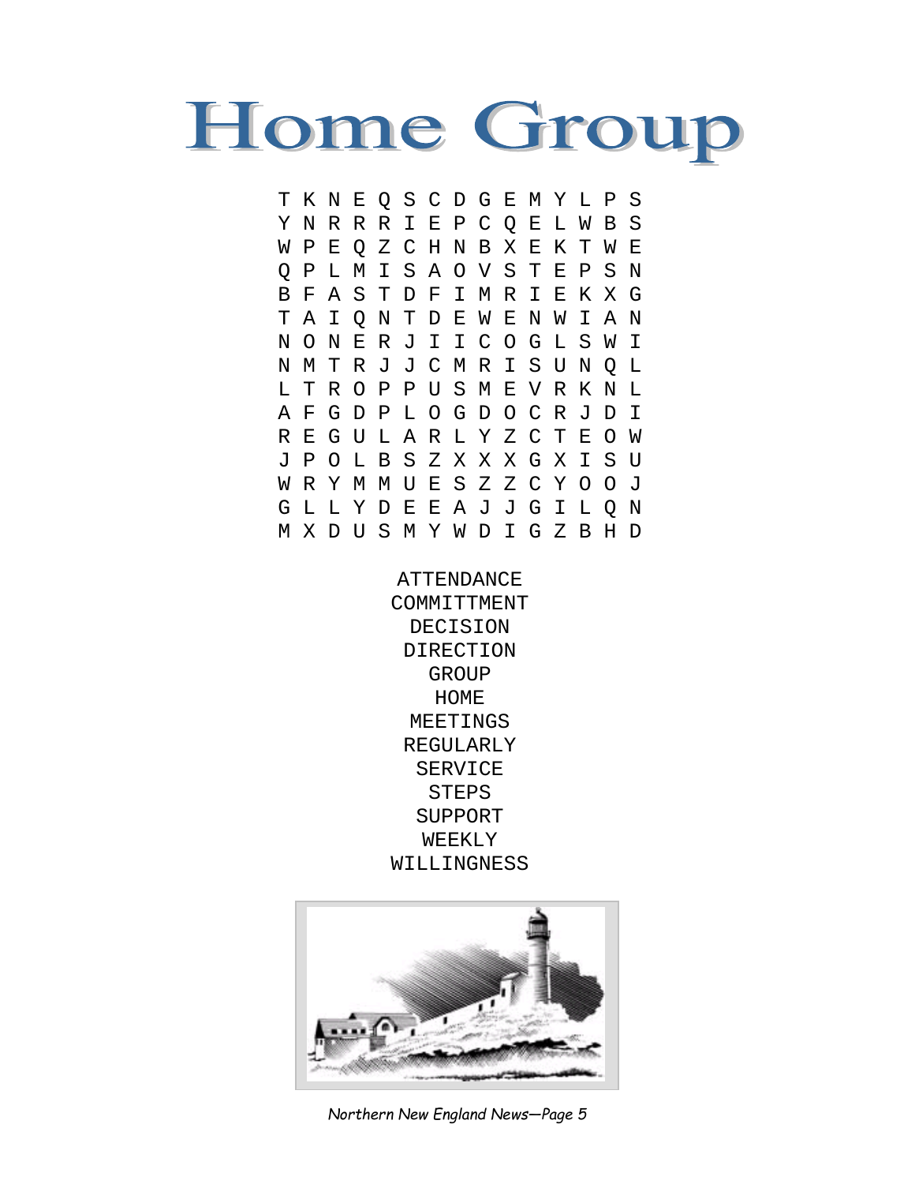# Home Group

```
T K N E Q S C D G E M Y L P S
Y N R R R I E P C Q E L W B S
W P E Q Z C H N B X E K T W E
Q P L M I S A O V S T E P S N
B F A S T D F I M R I E K X G
T A I Q N T D E W E N W I A N
N O N E R J I I C O G L S W I
N M T R J J C M R I S U N Q L
L T R O P P U S M E V R K N L
A F G D P L O G D O C R J D I
R E G U L A R L Y Z C T E O W
J P O L B S Z X X X G X I S U
W R Y M M U E S Z Z C Y O O J
G L L Y D E E A J J G I L Q N
M X D U S M Y W D I G Z B H D
```

ATTENDANCE
COMMITTMENT
DECISION
DIRECTION
GROUP
HOME
MEETINGS
REGULARLY
SERVICE
STEPS
SUPPORT
WEEKLY
WILLINGNESS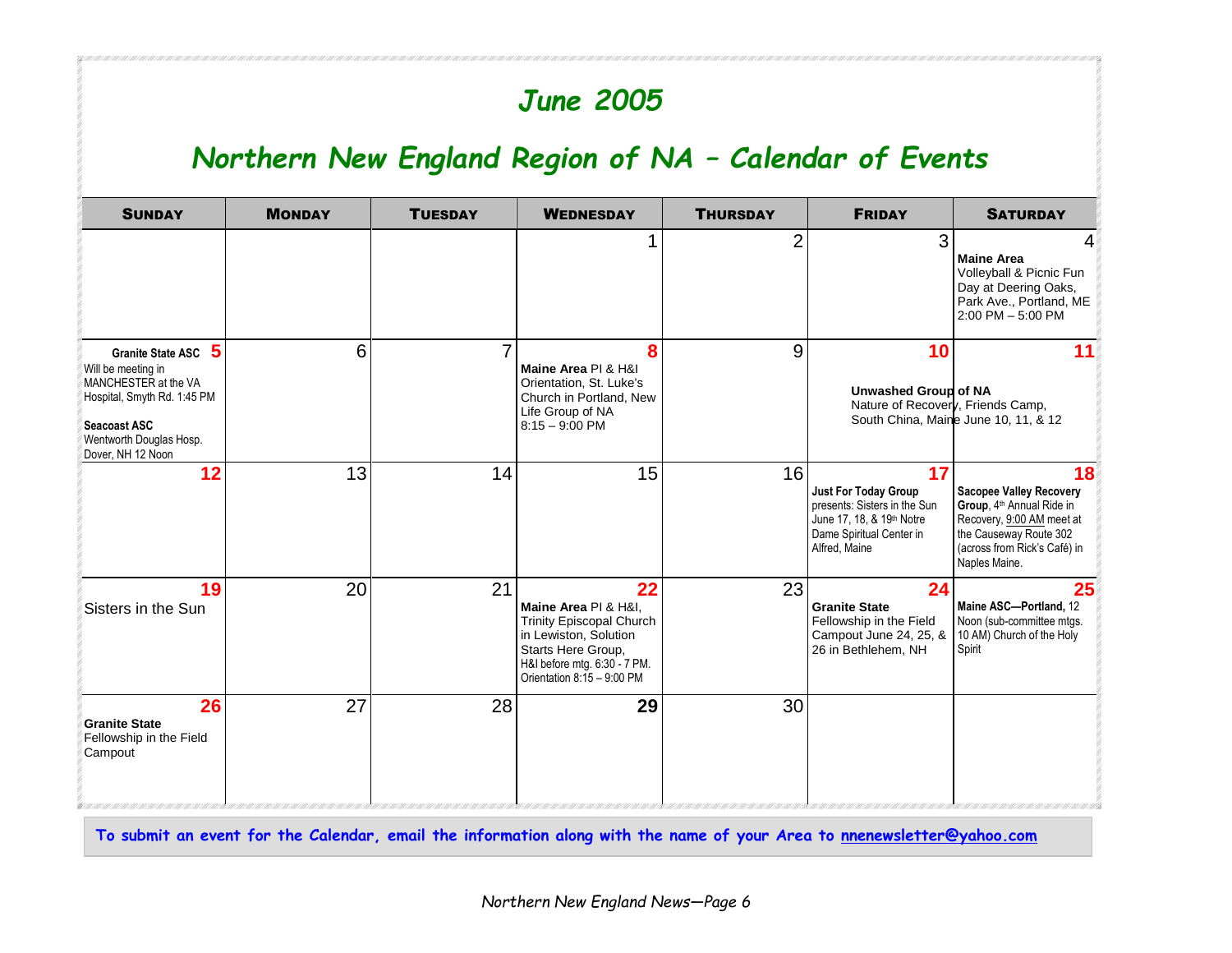# June 2005

## Northern New England Region of NA – Calendar of Events

| SUNDAY | MONDAY | TUESDAY | WEDNESDAY | THURSDAY | FRIDAY | SATURDAY |
|---|---|---|---|---|---|---|
| | | | 1 | 2 | 3 | 4 **Maine Area** Volleyball & Picnic Fun Day at Deering Oaks, Park Ave., Portland, ME 2:00 PM – 5:00 PM |
| 5 **Granite State ASC** Will be meeting in MANCHESTER at the VA Hospital, Smyth Rd. 1:45 PM **Seacoast ASC** Wentworth Douglas Hosp. Dover, NH 12 Noon | 6 | 7 | 8 **Maine Area** PI & H&I Orientation, St. Luke's Church in Portland, New Life Group of NA 8:15 – 9:00 PM | 9 | 10 **Unwashed Group of NA** Nature of Recovery, Friends Camp, South China, Maine June 10, 11, & 12 | 11 |
| 12 | 13 | 14 | 15 | 16 | 17 **Just For Today Group** presents: Sisters in the Sun June 17, 18, & 19th Notre Dame Spiritual Center in Alfred, Maine | 18 **Sacopee Valley Recovery Group**, 4th Annual Ride in Recovery, 9:00 AM meet at the Causeway Route 302 (across from Rick's Café) in Naples Maine. |
| 19 Sisters in the Sun | 20 | 21 | 22 **Maine Area** PI & H&I, Trinity Episcopal Church in Lewiston, Solution Starts Here Group, H&I before mtg. 6:30 - 7 PM. Orientation 8:15 – 9:00 PM | 23 | 24 **Granite State** Fellowship in the Field Campout June 24, 25, & 26 in Bethlehem, NH | 25 **Maine ASC—Portland,** 12 Noon (sub-committee mtgs. 10 AM) Church of the Holy Spirit |
| 26 **Granite State** Fellowship in the Field Campout | 27 | 28 | 29 | 30 | | |

**To submit an event for the Calendar, email the information along with the name of your Area to nnenewsletter@yahoo.com**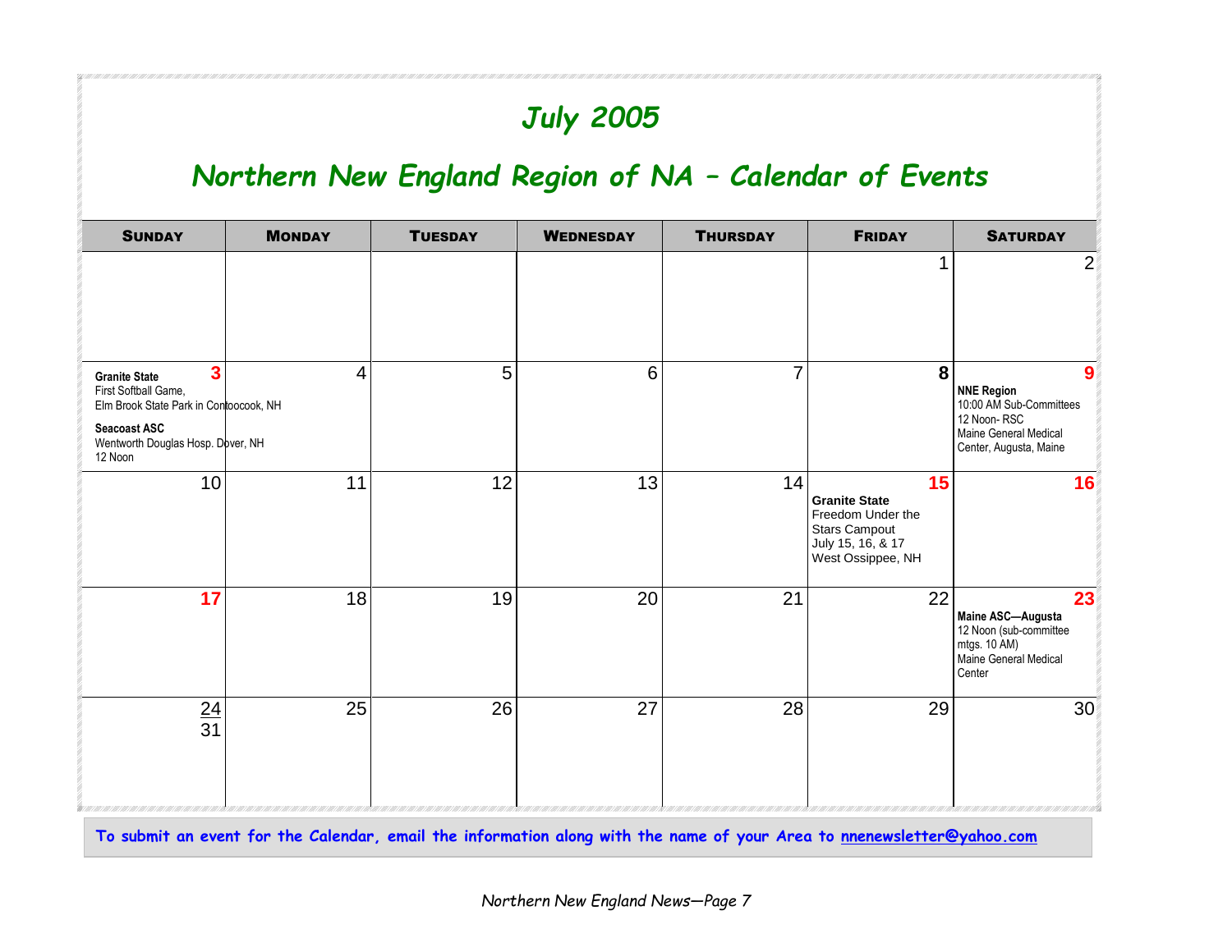# July 2005

## Northern New England Region of NA – Calendar of Events

| Sunday | Monday | Tuesday | Wednesday | Thursday | Friday | Saturday |
|---|---|---|---|---|---|---|
| | | | | | 1 | 2 |
| 3 **Granite State** First Softball Game, Elm Brook State Park in Contoocook, NH **Seacoast ASC** Wentworth Douglas Hosp. Dover, NH 12 Noon | 4 | 5 | 6 | 7 | 8 | 9 **NNE Region** 10:00 AM Sub-Committees 12 Noon- RSC Maine General Medical Center, Augusta, Maine |
| 10 | 11 | 12 | 13 | 14 | 15 **Granite State** Freedom Under the Stars Campout July 15, 16, & 17 West Ossippee, NH | 16 |
| 17 | 18 | 19 | 20 | 21 | 22 | 23 **Maine ASC—Augusta** 12 Noon (sub-committee mtgs. 10 AM) Maine General Medical Center |
| 24 / 31 | 25 | 26 | 27 | 28 | 29 | 30 |

**To submit an event for the Calendar, email the information along with the name of your Area to nnenewsletter@yahoo.com**